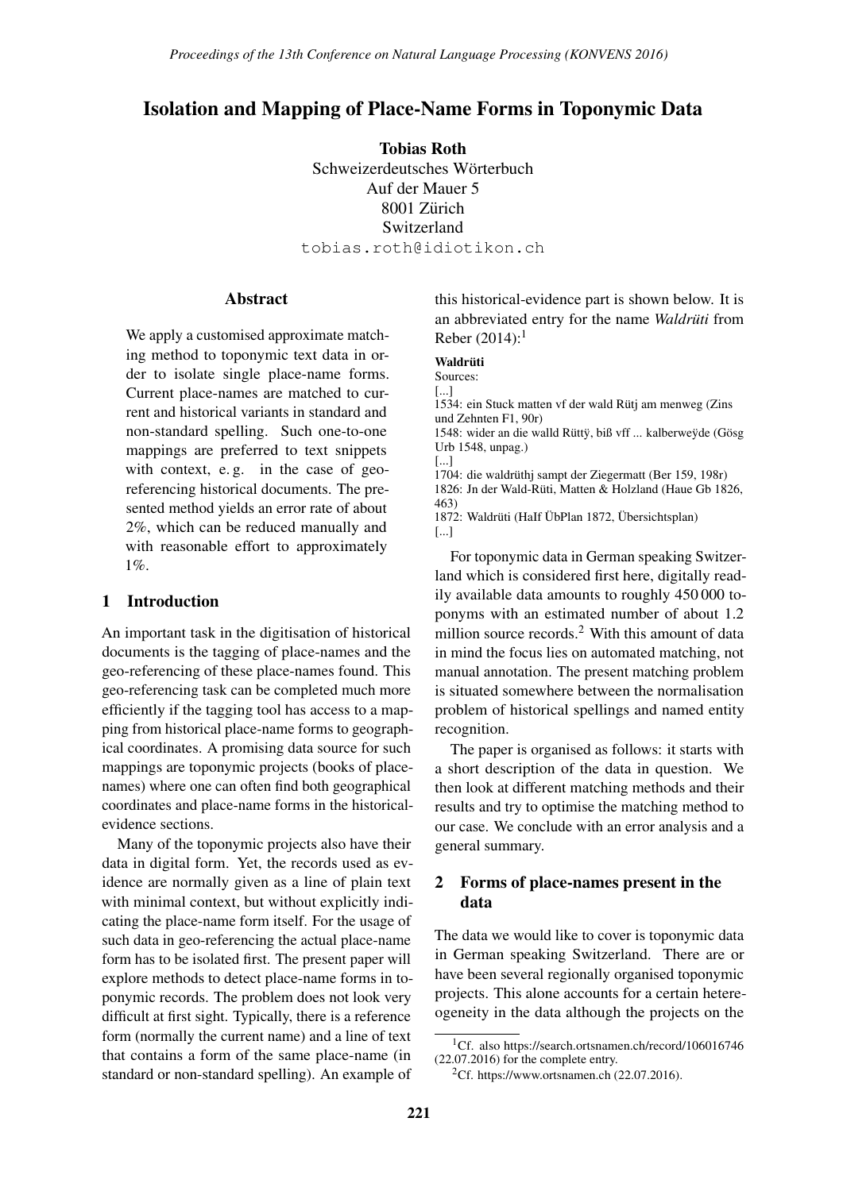# Isolation and Mapping of Place-Name Forms in Toponymic Data

**Tobias Roth**
Schweizerdeutsches Wörterbuch
Auf der Mauer 5
8001 Zürich
Switzerland
tobias.roth@idiotikon.ch

## Abstract

We apply a customised approximate matching method to toponymic text data in order to isolate single place-name forms. Current place-names are matched to current and historical variants in standard and non-standard spelling. Such one-to-one mappings are preferred to text snippets with context, e. g. in the case of geo-referencing historical documents. The presented method yields an error rate of about 2%, which can be reduced manually and with reasonable effort to approximately 1%.

## 1 Introduction

An important task in the digitisation of historical documents is the tagging of place-names and the geo-referencing of these place-names found. This geo-referencing task can be completed much more efficiently if the tagging tool has access to a mapping from historical place-name forms to geographical coordinates. A promising data source for such mappings are toponymic projects (books of place-names) where one can often find both geographical coordinates and place-name forms in the historical-evidence sections.

Many of the toponymic projects also have their data in digital form. Yet, the records used as evidence are normally given as a line of plain text with minimal context, but without explicitly indicating the place-name form itself. For the usage of such data in geo-referencing the actual place-name form has to be isolated first. The present paper will explore methods to detect place-name forms in toponymic records. The problem does not look very difficult at first sight. Typically, there is a reference form (normally the current name) and a line of text that contains a form of the same place-name (in standard or non-standard spelling). An example of this historical-evidence part is shown below. It is an abbreviated entry for the name *Waldrüti* from Reber (2014):[1]

**Waldrüti**
Sources:
[...]
1534: ein Stuck matten vf der wald Rütj am menweg (Zins und Zehnten F1, 90r)
1548: wider an die walld Rüttÿ, biß vff ... kalberweÿde (Gösg Urb 1548, unpag.)
[...]
1704: die waldrüthj sampt der Ziegermatt (Ber 159, 198r)
1826: Jn der Wald-Rüti, Matten & Holzland (Haue Gb 1826, 463)
1872: Waldrüti (HaIf ÜbPlan 1872, Übersichtsplan)
[...]

For toponymic data in German speaking Switzerland which is considered first here, digitally readily available data amounts to roughly 450 000 toponyms with an estimated number of about 1.2 million source records.[2] With this amount of data in mind the focus lies on automated matching, not manual annotation. The present matching problem is situated somewhere between the normalisation problem of historical spellings and named entity recognition.

The paper is organised as follows: it starts with a short description of the data in question. We then look at different matching methods and their results and try to optimise the matching method to our case. We conclude with an error analysis and a general summary.

## 2 Forms of place-names present in the data

The data we would like to cover is toponymic data in German speaking Switzerland. There are or have been several regionally organised toponymic projects. This alone accounts for a certain hetereogeneity in the data although the projects on the

[1] Cf. also https://search.ortsnamen.ch/record/106016746 (22.07.2016) for the complete entry.

[2] Cf. https://www.ortsnamen.ch (22.07.2016).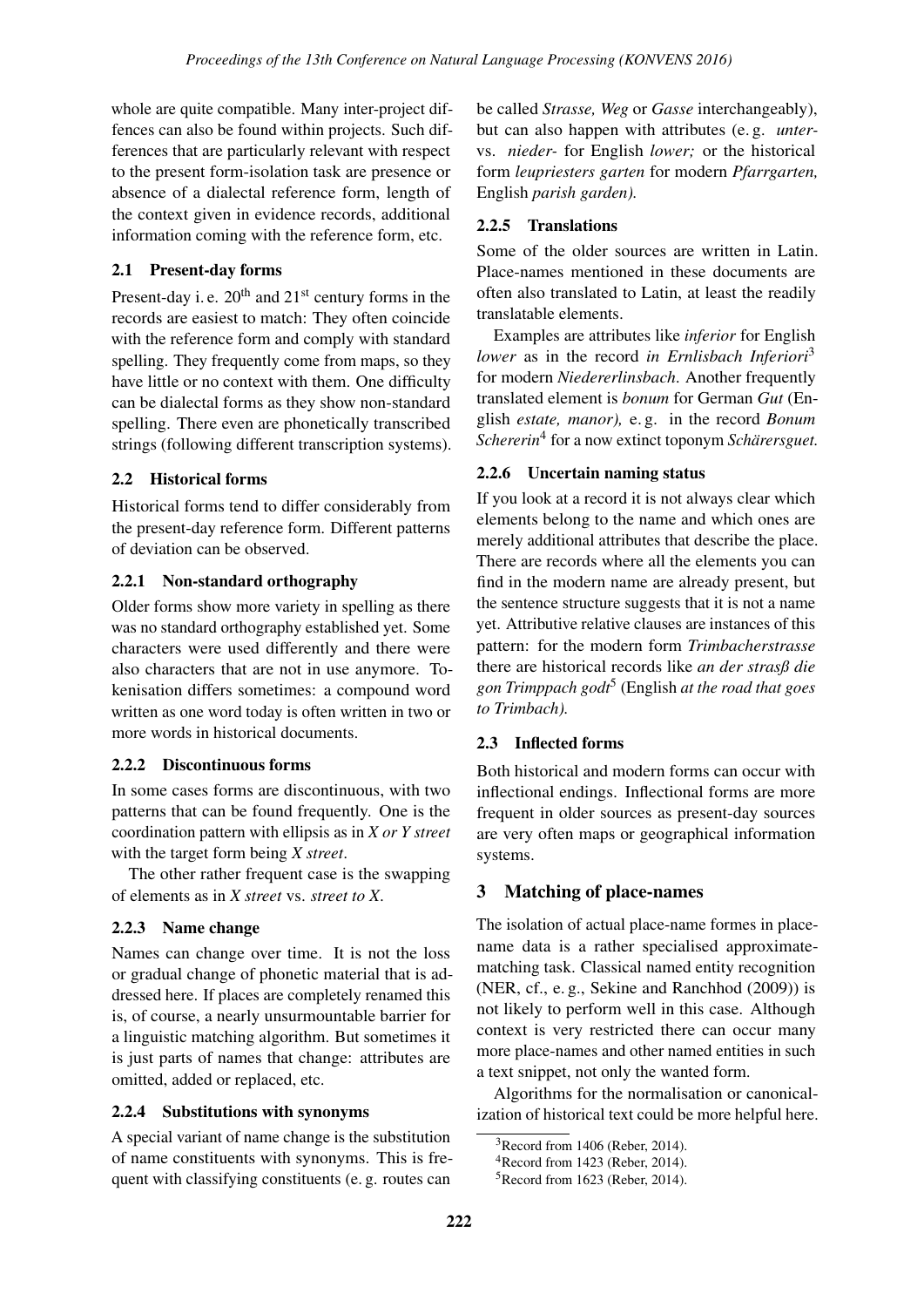whole are quite compatible. Many inter-project diffences can also be found within projects. Such differences that are particularly relevant with respect to the present form-isolation task are presence or absence of a dialectal reference form, length of the context given in evidence records, additional information coming with the reference form, etc.

## 2.1 Present-day forms

Present-day i. e. 20th and 21st century forms in the records are easiest to match: They often coincide with the reference form and comply with standard spelling. They frequently come from maps, so they have little or no context with them. One difficulty can be dialectal forms as they show non-standard spelling. There even are phonetically transcribed strings (following different transcription systems).

## 2.2 Historical forms

Historical forms tend to differ considerably from the present-day reference form. Different patterns of deviation can be observed.

### 2.2.1 Non-standard orthography

Older forms show more variety in spelling as there was no standard orthography established yet. Some characters were used differently and there were also characters that are not in use anymore. Tokenisation differs sometimes: a compound word written as one word today is often written in two or more words in historical documents.

### 2.2.2 Discontinuous forms

In some cases forms are discontinuous, with two patterns that can be found frequently. One is the coordination pattern with ellipsis as in *X or Y street* with the target form being *X street*.

The other rather frequent case is the swapping of elements as in *X street* vs. *street to X*.

### 2.2.3 Name change

Names can change over time. It is not the loss or gradual change of phonetic material that is addressed here. If places are completely renamed this is, of course, a nearly unsurmountable barrier for a linguistic matching algorithm. But sometimes it is just parts of names that change: attributes are omitted, added or replaced, etc.

### 2.2.4 Substitutions with synonyms

A special variant of name change is the substitution of name constituents with synonyms. This is frequent with classifying constituents (e. g. routes can be called *Strasse, Weg* or *Gasse* interchangeably), but can also happen with attributes (e. g. *unter-* vs. *nieder-* for English *lower;* or the historical form *leupriesters garten* for modern *Pfarrgarten,* English *parish garden).*

### 2.2.5 Translations

Some of the older sources are written in Latin. Place-names mentioned in these documents are often also translated to Latin, at least the readily translatable elements.

Examples are attributes like *inferior* for English *lower* as in the record *in Ernlisbach Inferiori*[3] for modern *Niedererlinsbach*. Another frequently translated element is *bonum* for German *Gut* (English *estate, manor),* e. g. in the record *Bonum Schererin*[4] for a now extinct toponym *Schärersguet.*

### 2.2.6 Uncertain naming status

If you look at a record it is not always clear which elements belong to the name and which ones are merely additional attributes that describe the place. There are records where all the elements you can find in the modern name are already present, but the sentence structure suggests that it is not a name yet. Attributive relative clauses are instances of this pattern: for the modern form *Trimbacherstrasse* there are historical records like *an der straßz die gon Trimppach godt*[5] (English *at the road that goes to Trimbach).*

## 2.3 Inflected forms

Both historical and modern forms can occur with inflectional endings. Inflectional forms are more frequent in older sources as present-day sources are very often maps or geographical information systems.

# 3 Matching of place-names

The isolation of actual place-name formes in place-name data is a rather specialised approximate-matching task. Classical named entity recognition (NER, cf., e. g., Sekine and Ranchhod (2009)) is not likely to perform well in this case. Although context is very restricted there can occur many more place-names and other named entities in such a text snippet, not only the wanted form.

Algorithms for the normalisation or canonicalization of historical text could be more helpful here.

[3] Record from 1406 (Reber, 2014).

[4] Record from 1423 (Reber, 2014).

[5] Record from 1623 (Reber, 2014).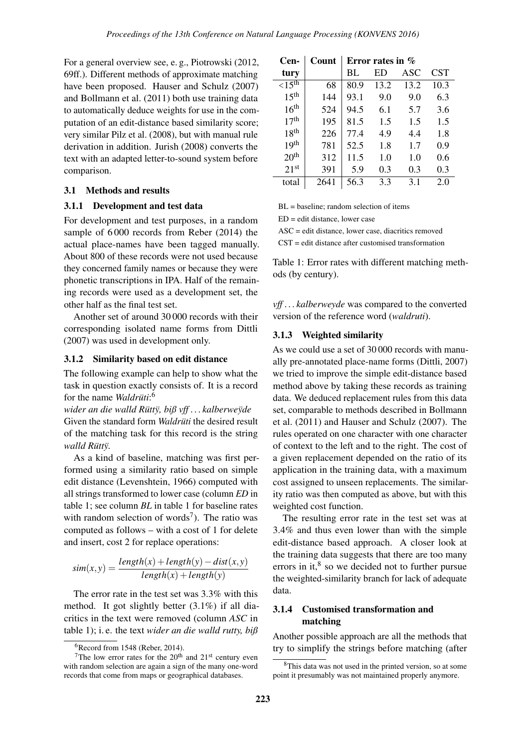For a general overview see, e. g., Piotrowski (2012, 69ff.). Different methods of approximate matching have been proposed. Hauser and Schulz (2007) and Bollmann et al. (2011) both use training data to automatically deduce weights for use in the computation of an edit-distance based similarity score; very similar Pilz et al. (2008), but with manual rule derivation in addition. Jurish (2008) converts the text with an adapted letter-to-sound system before comparison.

### 3.1 Methods and results

#### 3.1.1 Development and test data

For development and test purposes, in a random sample of 6 000 records from Reber (2014) the actual place-names have been tagged manually. About 800 of these records were not used because they concerned family names or because they were phonetic transcriptions in IPA. Half of the remaining records were used as a development set, the other half as the final test set.

Another set of around 30 000 records with their corresponding isolated name forms from Dittli (2007) was used in development only.

#### 3.1.2 Similarity based on edit distance

The following example can help to show what the task in question exactly consists of. It is a record for the name *Waldrüti*:[6]

*wider an die walld Rüttÿ, biß vff . . . kalberweÿde*

Given the standard form *Waldrüti* the desired result of the matching task for this record is the string *walld Rüttÿ*.

As a kind of baseline, matching was first performed using a similarity ratio based on simple edit distance (Levenshtein, 1966) computed with all strings transformed to lower case (column *ED* in table 1; see column *BL* in table 1 for baseline rates with random selection of words[7]). The ratio was computed as follows – with a cost of 1 for delete and insert, cost 2 for replace operations:

$$sim(x,y) = \frac{length(x) + length(y) - dist(x,y)}{length(x) + length(y)}$$

The error rate in the test set was 3.3% with this method. It got slightly better (3.1%) if all diacritics in the text were removed (column *ASC* in table 1); i. e. the text *wider an die walld rutty, biß vff . . . kalberweyde* was compared to the converted version of the reference word (*waldruti*).

| Century | Count | Error rates in % | | | |
|---|---|---|---|---|---|
| | | BL | ED | ASC | CST |
| <15th | 68 | 80.9 | 13.2 | 13.2 | 10.3 |
| 15th | 144 | 93.1 | 9.0 | 9.0 | 6.3 |
| 16th | 524 | 94.5 | 6.1 | 5.7 | 3.6 |
| 17th | 195 | 81.5 | 1.5 | 1.5 | 1.5 |
| 18th | 226 | 77.4 | 4.9 | 4.4 | 1.8 |
| 19th | 781 | 52.5 | 1.8 | 1.7 | 0.9 |
| 20th | 312 | 11.5 | 1.0 | 1.0 | 0.6 |
| 21st | 391 | 5.9 | 0.3 | 0.3 | 0.3 |
| total | 2641 | 56.3 | 3.3 | 3.1 | 2.0 |

BL = baseline; random selection of items

ED = edit distance, lower case

ASC = edit distance, lower case, diacritics removed

CST = edit distance after customised transformation

Table 1: Error rates with different matching methods (by century).

#### 3.1.3 Weighted similarity

As we could use a set of 30 000 records with manually pre-annotated place-name forms (Dittli, 2007) we tried to improve the simple edit-distance based method above by taking these records as training data. We deduced replacement rules from this data set, comparable to methods described in Bollmann et al. (2011) and Hauser and Schulz (2007). The rules operated on one character with one character of context to the left and to the right. The cost of a given replacement depended on the ratio of its application in the training data, with a maximum cost assigned to unseen replacements. The similarity ratio was then computed as above, but with this weighted cost function.

The resulting error rate in the test set was at 3.4% and thus even lower than with the simple edit-distance based approach. A closer look at the training data suggests that there are too many errors in it,[8] so we decided not to further pursue the weighted-similarity branch for lack of adequate data.

#### 3.1.4 Customised transformation and matching

Another possible approach are all the methods that try to simplify the strings before matching (after

[6] Record from 1548 (Reber, 2014).

[7] The low error rates for the 20th and 21st century even with random selection are again a sign of the many one-word records that come from maps or geographical databases.

[8] This data was not used in the printed version, so at some point it presumably was not maintained properly anymore.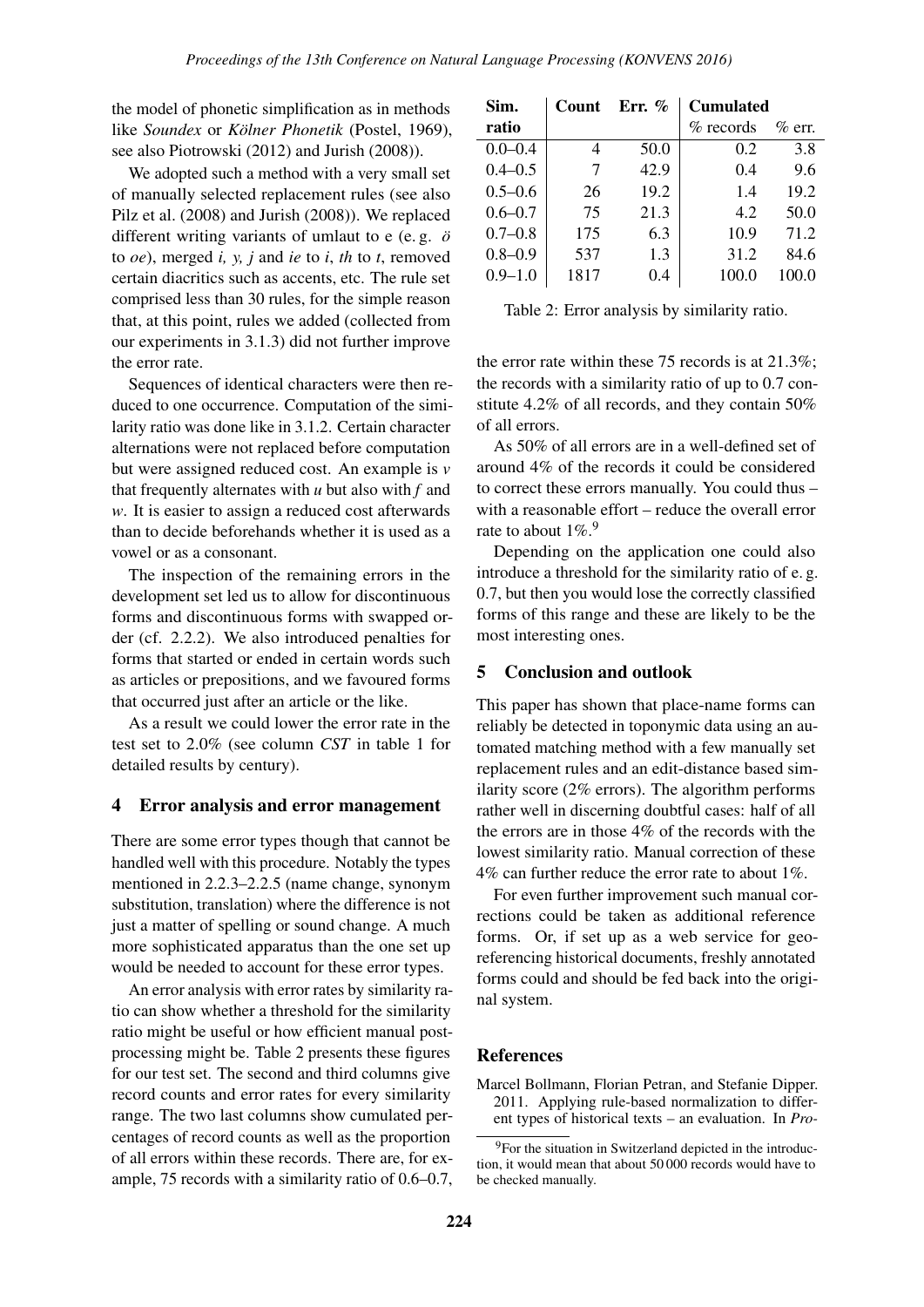the model of phonetic simplification as in methods like *Soundex* or *Kölner Phonetik* (Postel, 1969), see also Piotrowski (2012) and Jurish (2008)).

We adopted such a method with a very small set of manually selected replacement rules (see also Pilz et al. (2008) and Jurish (2008)). We replaced different writing variants of umlaut to e (e. g. *ö* to *oe*), merged *i, y, j* and *ie* to *i*, *th* to *t*, removed certain diacritics such as accents, etc. The rule set comprised less than 30 rules, for the simple reason that, at this point, rules we added (collected from our experiments in 3.1.3) did not further improve the error rate.

Sequences of identical characters were then reduced to one occurrence. Computation of the similarity ratio was done like in 3.1.2. Certain character alternations were not replaced before computation but were assigned reduced cost. An example is *v* that frequently alternates with *u* but also with *f* and *w*. It is easier to assign a reduced cost afterwards than to decide beforehands whether it is used as a vowel or as a consonant.

The inspection of the remaining errors in the development set led us to allow for discontinuous forms and discontinuous forms with swapped order (cf. 2.2.2). We also introduced penalties for forms that started or ended in certain words such as articles or prepositions, and we favoured forms that occurred just after an article or the like.

As a result we could lower the error rate in the test set to 2.0% (see column *CST* in table 1 for detailed results by century).

## 4 Error analysis and error management

There are some error types though that cannot be handled well with this procedure. Notably the types mentioned in 2.2.3–2.2.5 (name change, synonym substitution, translation) where the difference is not just a matter of spelling or sound change. A much more sophisticated apparatus than the one set up would be needed to account for these error types.

An error analysis with error rates by similarity ratio can show whether a threshold for the similarity ratio might be useful or how efficient manual postprocessing might be. Table 2 presents these figures for our test set. The second and third columns give record counts and error rates for every similarity range. The two last columns show cumulated percentages of record counts as well as the proportion of all errors within these records. There are, for example, 75 records with a similarity ratio of 0.6–0.7, the error rate within these 75 records is at 21.3%; the records with a similarity ratio of up to 0.7 constitute 4.2% of all records, and they contain 50% of all errors.

| Sim. ratio | Count | Err. % | Cumulated | |
|---|---|---|---|---|
| | | | % records | % err. |
| 0.0–0.4 | 4 | 50.0 | 0.2 | 3.8 |
| 0.4–0.5 | 7 | 42.9 | 0.4 | 9.6 |
| 0.5–0.6 | 26 | 19.2 | 1.4 | 19.2 |
| 0.6–0.7 | 75 | 21.3 | 4.2 | 50.0 |
| 0.7–0.8 | 175 | 6.3 | 10.9 | 71.2 |
| 0.8–0.9 | 537 | 1.3 | 31.2 | 84.6 |
| 0.9–1.0 | 1817 | 0.4 | 100.0 | 100.0 |

Table 2: Error analysis by similarity ratio.

As 50% of all errors are in a well-defined set of around 4% of the records it could be considered to correct these errors manually. You could thus – with a reasonable effort – reduce the overall error rate to about 1%.[9]

Depending on the application one could also introduce a threshold for the similarity ratio of e. g. 0.7, but then you would lose the correctly classified forms of this range and these are likely to be the most interesting ones.

## 5 Conclusion and outlook

This paper has shown that place-name forms can reliably be detected in toponymic data using an automated matching method with a few manually set replacement rules and an edit-distance based similarity score (2% errors). The algorithm performs rather well in discerning doubtful cases: half of all the errors are in those 4% of the records with the lowest similarity ratio. Manual correction of these 4% can further reduce the error rate to about 1%.

For even further improvement such manual corrections could be taken as additional reference forms. Or, if set up as a web service for georeferencing historical documents, freshly annotated forms could and should be fed back into the original system.

## References

Marcel Bollmann, Florian Petran, and Stefanie Dipper. 2011. Applying rule-based normalization to different types of historical texts – an evaluation. In *Pro-*

[9]For the situation in Switzerland depicted in the introduction, it would mean that about 50 000 records would have to be checked manually.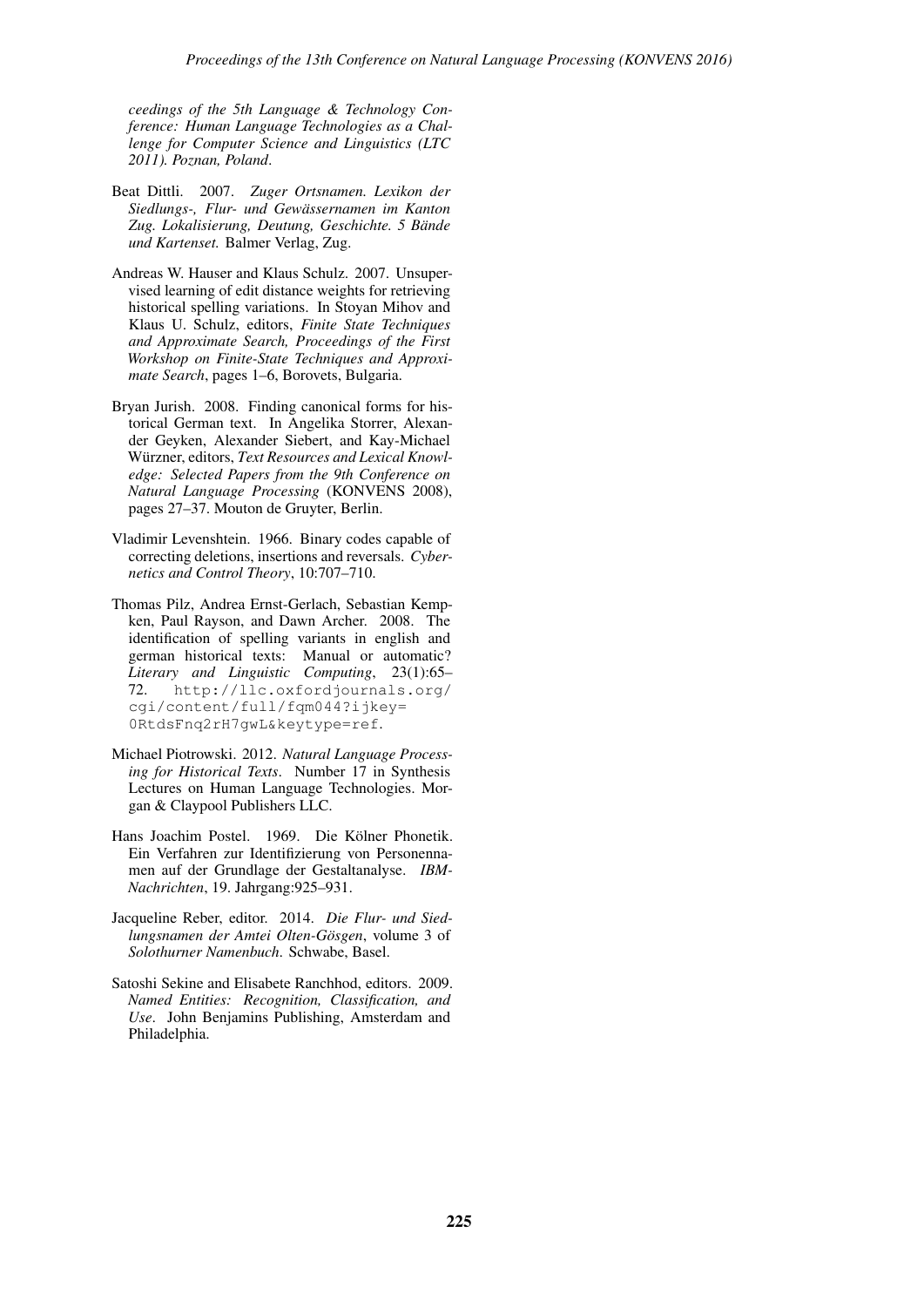*ceedings of the 5th Language & Technology Conference: Human Language Technologies as a Challenge for Computer Science and Linguistics (LTC 2011). Poznan, Poland*.

Beat Dittli. 2007. *Zuger Ortsnamen. Lexikon der Siedlungs-, Flur- und Gewässernamen im Kanton Zug. Lokalisierung, Deutung, Geschichte. 5 Bände und Kartenset.* Balmer Verlag, Zug.

Andreas W. Hauser and Klaus Schulz. 2007. Unsupervised learning of edit distance weights for retrieving historical spelling variations. In Stoyan Mihov and Klaus U. Schulz, editors, *Finite State Techniques and Approximate Search, Proceedings of the First Workshop on Finite-State Techniques and Approximate Search*, pages 1–6, Borovets, Bulgaria.

Bryan Jurish. 2008. Finding canonical forms for historical German text. In Angelika Storrer, Alexander Geyken, Alexander Siebert, and Kay-Michael Würzner, editors, *Text Resources and Lexical Knowledge: Selected Papers from the 9th Conference on Natural Language Processing* (KONVENS 2008), pages 27–37. Mouton de Gruyter, Berlin.

Vladimir Levenshtein. 1966. Binary codes capable of correcting deletions, insertions and reversals. *Cybernetics and Control Theory*, 10:707–710.

Thomas Pilz, Andrea Ernst-Gerlach, Sebastian Kempken, Paul Rayson, and Dawn Archer. 2008. The identification of spelling variants in english and german historical texts: Manual or automatic? *Literary and Linguistic Computing*, 23(1):65–72. http://llc.oxfordjournals.org/cgi/content/full/fqm044?ijkey=0RtdsFnq2rH7gwL&keytype=ref.

Michael Piotrowski. 2012. *Natural Language Processing for Historical Texts*. Number 17 in Synthesis Lectures on Human Language Technologies. Morgan & Claypool Publishers LLC.

Hans Joachim Postel. 1969. Die Kölner Phonetik. Ein Verfahren zur Identifizierung von Personennamen auf der Grundlage der Gestaltanalyse. *IBM-Nachrichten*, 19. Jahrgang:925–931.

Jacqueline Reber, editor. 2014. *Die Flur- und Siedlungsnamen der Amtei Olten-Gösgen*, volume 3 of *Solothurner Namenbuch*. Schwabe, Basel.

Satoshi Sekine and Elisabete Ranchhod, editors. 2009. *Named Entities: Recognition, Classification, and Use*. John Benjamins Publishing, Amsterdam and Philadelphia.